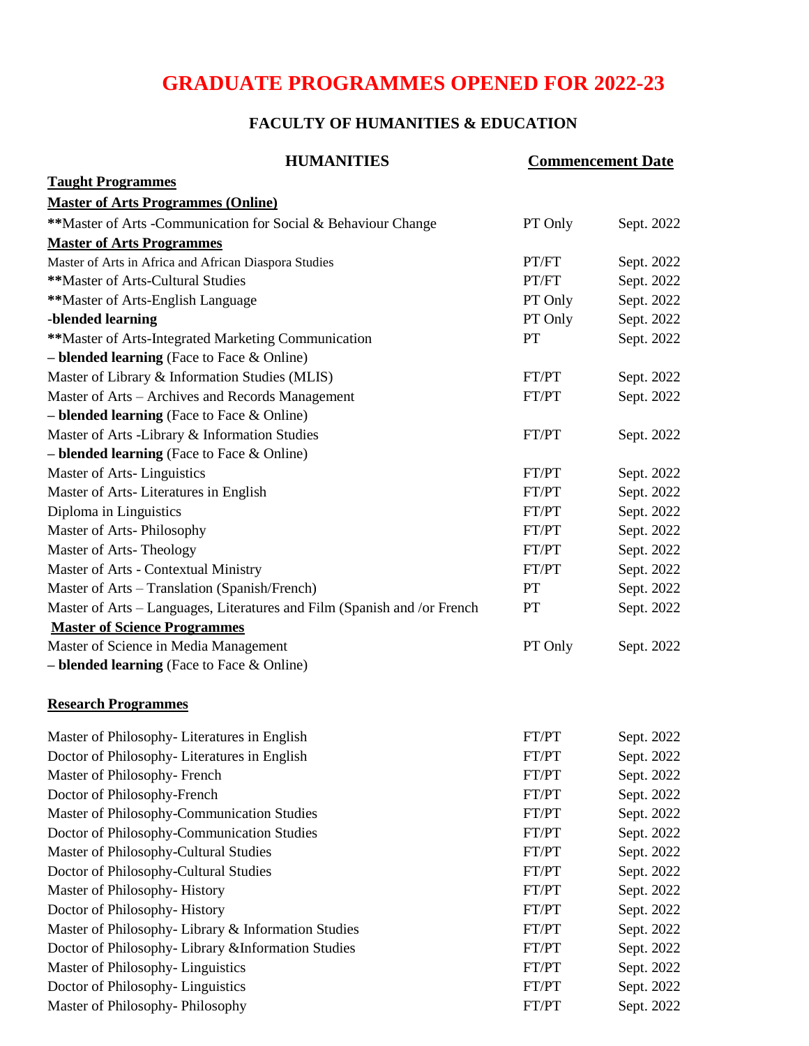# GRADUATE PROGRAMMES OPENED FOR 2022-23

## FACULTY OF HUMANITIES & EDUCATION

| HUMANITIES | | Commencement Date |
|---|---|---|
| **Taught Programmes** | | |
| **Master of Arts Programmes (Online)** | | |
| **Master of Arts -Communication for Social & Behaviour Change | PT Only | Sept. 2022 |
| **Master of Arts Programmes** | | |
| Master of Arts in Africa and African Diaspora Studies | PT/FT | Sept. 2022 |
| **Master of Arts-Cultural Studies | PT/FT | Sept. 2022 |
| **Master of Arts-English Language | PT Only | Sept. 2022 |
| -**blended learning** | PT Only | Sept. 2022 |
| **Master of Arts-Integrated Marketing Communication – **blended learning** (Face to Face & Online) | PT | Sept. 2022 |
| Master of Library & Information Studies (MLIS) | FT/PT | Sept. 2022 |
| Master of Arts – Archives and Records Management – **blended learning** (Face to Face & Online) | FT/PT | Sept. 2022 |
| Master of Arts -Library & Information Studies – **blended learning** (Face to Face & Online) | FT/PT | Sept. 2022 |
| Master of Arts- Linguistics | FT/PT | Sept. 2022 |
| Master of Arts- Literatures in English | FT/PT | Sept. 2022 |
| Diploma in Linguistics | FT/PT | Sept. 2022 |
| Master of Arts- Philosophy | FT/PT | Sept. 2022 |
| Master of Arts- Theology | FT/PT | Sept. 2022 |
| Master of Arts - Contextual Ministry | FT/PT | Sept. 2022 |
| Master of Arts – Translation (Spanish/French) | PT | Sept. 2022 |
| Master of Arts – Languages, Literatures and Film (Spanish and /or French | PT | Sept. 2022 |
| **Master of Science Programmes** | | |
| Master of Science in Media Management – **blended learning** (Face to Face & Online) | PT Only | Sept. 2022 |
| **Research Programmes** | | |
| Master of Philosophy- Literatures in English | FT/PT | Sept. 2022 |
| Doctor of Philosophy- Literatures in English | FT/PT | Sept. 2022 |
| Master of Philosophy- French | FT/PT | Sept. 2022 |
| Doctor of Philosophy-French | FT/PT | Sept. 2022 |
| Master of Philosophy-Communication Studies | FT/PT | Sept. 2022 |
| Doctor of Philosophy-Communication Studies | FT/PT | Sept. 2022 |
| Master of Philosophy-Cultural Studies | FT/PT | Sept. 2022 |
| Doctor of Philosophy-Cultural Studies | FT/PT | Sept. 2022 |
| Master of Philosophy- History | FT/PT | Sept. 2022 |
| Doctor of Philosophy- History | FT/PT | Sept. 2022 |
| Master of Philosophy- Library & Information Studies | FT/PT | Sept. 2022 |
| Doctor of Philosophy- Library &Information Studies | FT/PT | Sept. 2022 |
| Master of Philosophy- Linguistics | FT/PT | Sept. 2022 |
| Doctor of Philosophy- Linguistics | FT/PT | Sept. 2022 |
| Master of Philosophy- Philosophy | FT/PT | Sept. 2022 |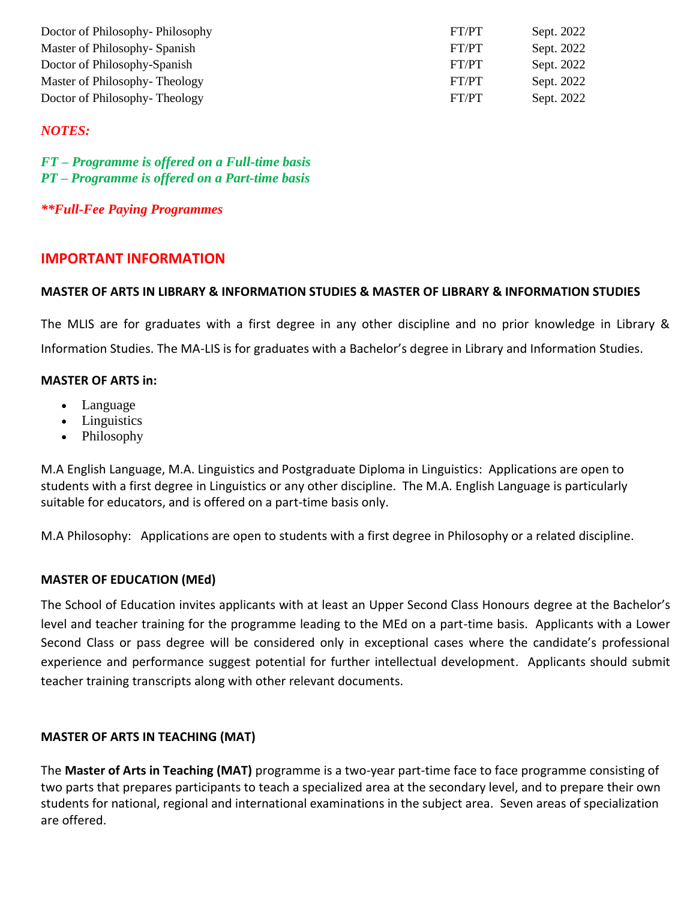| | | |
|---|---|---|
| Doctor of Philosophy- Philosophy | FT/PT | Sept. 2022 |
| Master of Philosophy- Spanish | FT/PT | Sept. 2022 |
| Doctor of Philosophy-Spanish | FT/PT | Sept. 2022 |
| Master of Philosophy- Theology | FT/PT | Sept. 2022 |
| Doctor of Philosophy- Theology | FT/PT | Sept. 2022 |

***NOTES:***

***FT – Programme is offered on a Full-time basis***
***PT – Programme is offered on a Part-time basis***

***\*\*Full-Fee Paying Programmes***

## IMPORTANT INFORMATION

**MASTER OF ARTS IN LIBRARY & INFORMATION STUDIES & MASTER OF LIBRARY & INFORMATION STUDIES**

The MLIS are for graduates with a first degree in any other discipline and no prior knowledge in Library & Information Studies. The MA-LIS is for graduates with a Bachelor's degree in Library and Information Studies.

**MASTER OF ARTS in:**

- Language
- Linguistics
- Philosophy

M.A English Language, M.A. Linguistics and Postgraduate Diploma in Linguistics: Applications are open to students with a first degree in Linguistics or any other discipline. The M.A. English Language is particularly suitable for educators, and is offered on a part-time basis only.

M.A Philosophy: Applications are open to students with a first degree in Philosophy or a related discipline.

**MASTER OF EDUCATION (MEd)**

The School of Education invites applicants with at least an Upper Second Class Honours degree at the Bachelor's level and teacher training for the programme leading to the MEd on a part-time basis. Applicants with a Lower Second Class or pass degree will be considered only in exceptional cases where the candidate's professional experience and performance suggest potential for further intellectual development. Applicants should submit teacher training transcripts along with other relevant documents.

**MASTER OF ARTS IN TEACHING (MAT)**

The **Master of Arts in Teaching (MAT)** programme is a two-year part-time face to face programme consisting of two parts that prepares participants to teach a specialized area at the secondary level, and to prepare their own students for national, regional and international examinations in the subject area. Seven areas of specialization are offered.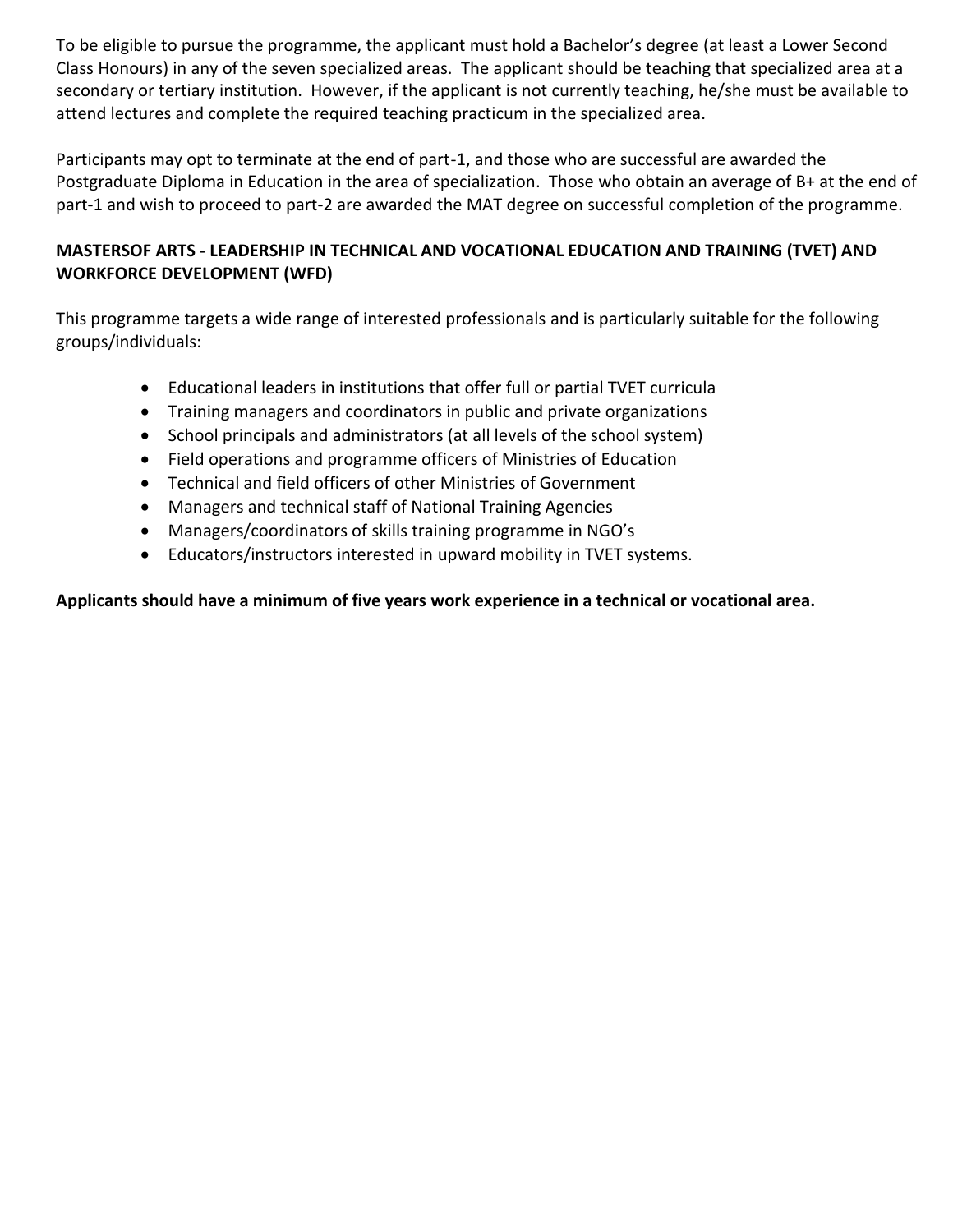To be eligible to pursue the programme, the applicant must hold a Bachelor's degree (at least a Lower Second Class Honours) in any of the seven specialized areas. The applicant should be teaching that specialized area at a secondary or tertiary institution. However, if the applicant is not currently teaching, he/she must be available to attend lectures and complete the required teaching practicum in the specialized area.

Participants may opt to terminate at the end of part-1, and those who are successful are awarded the Postgraduate Diploma in Education in the area of specialization. Those who obtain an average of B+ at the end of part-1 and wish to proceed to part-2 are awarded the MAT degree on successful completion of the programme.

**MASTERSOF ARTS - LEADERSHIP IN TECHNICAL AND VOCATIONAL EDUCATION AND TRAINING (TVET) AND WORKFORCE DEVELOPMENT (WFD)**

This programme targets a wide range of interested professionals and is particularly suitable for the following groups/individuals:

- Educational leaders in institutions that offer full or partial TVET curricula
- Training managers and coordinators in public and private organizations
- School principals and administrators (at all levels of the school system)
- Field operations and programme officers of Ministries of Education
- Technical and field officers of other Ministries of Government
- Managers and technical staff of National Training Agencies
- Managers/coordinators of skills training programme in NGO's
- Educators/instructors interested in upward mobility in TVET systems.

**Applicants should have a minimum of five years work experience in a technical or vocational area.**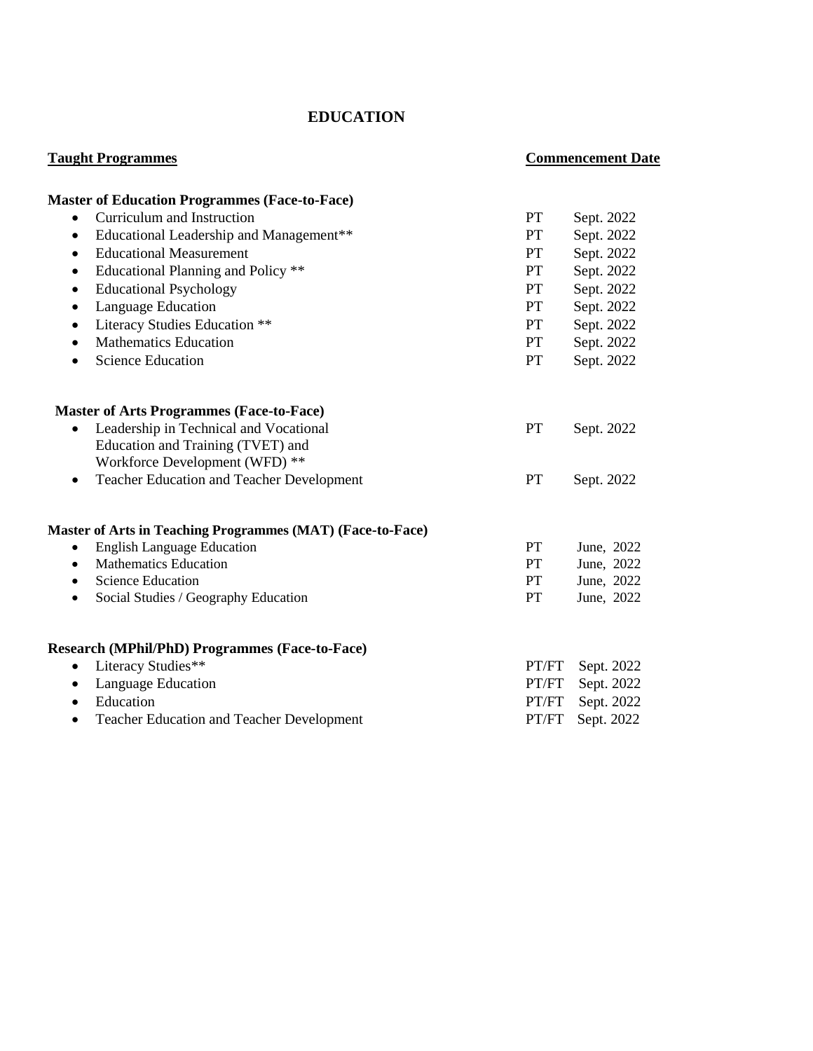# EDUCATION

| Taught Programmes | | Commencement Date |
|---|---|---|
| **Master of Education Programmes (Face-to-Face)** | | |
| • Curriculum and Instruction | PT | Sept. 2022 |
| • Educational Leadership and Management** | PT | Sept. 2022 |
| • Educational Measurement | PT | Sept. 2022 |
| • Educational Planning and Policy ** | PT | Sept. 2022 |
| • Educational Psychology | PT | Sept. 2022 |
| • Language Education | PT | Sept. 2022 |
| • Literacy Studies Education ** | PT | Sept. 2022 |
| • Mathematics Education | PT | Sept. 2022 |
| • Science Education | PT | Sept. 2022 |
| **Master of Arts Programmes (Face-to-Face)** | | |
| • Leadership in Technical and Vocational Education and Training (TVET) and Workforce Development (WFD) ** | PT | Sept. 2022 |
| • Teacher Education and Teacher Development | PT | Sept. 2022 |
| **Master of Arts in Teaching Programmes (MAT) (Face-to-Face)** | | |
| • English Language Education | PT | June, 2022 |
| • Mathematics Education | PT | June, 2022 |
| • Science Education | PT | June, 2022 |
| • Social Studies / Geography Education | PT | June, 2022 |
| **Research (MPhil/PhD) Programmes (Face-to-Face)** | | |
| • Literacy Studies** | PT/FT | Sept. 2022 |
| • Language Education | PT/FT | Sept. 2022 |
| • Education | PT/FT | Sept. 2022 |
| • Teacher Education and Teacher Development | PT/FT | Sept. 2022 |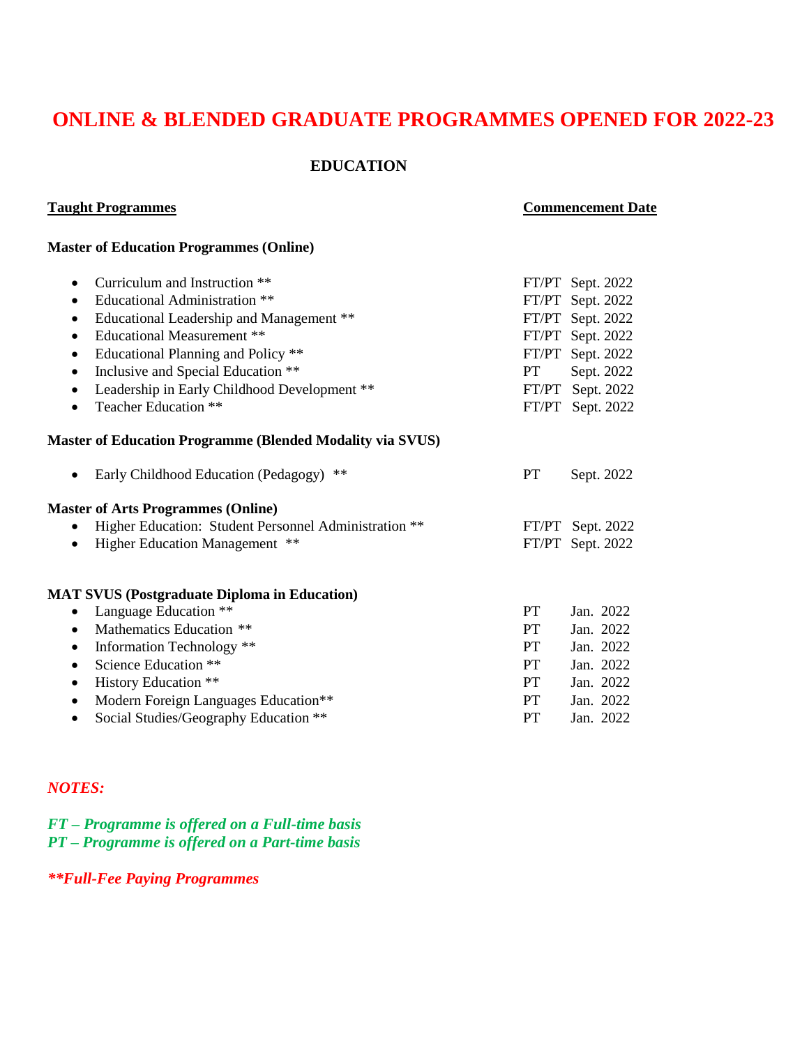# ONLINE & BLENDED GRADUATE PROGRAMMES OPENED FOR 2022-23

## EDUCATION

| Taught Programmes | | Commencement Date |
|---|---|---|
| **Master of Education Programmes (Online)** | | |
| • Curriculum and Instruction ** | FT/PT | Sept. 2022 |
| • Educational Administration ** | FT/PT | Sept. 2022 |
| • Educational Leadership and Management ** | FT/PT | Sept. 2022 |
| • Educational Measurement ** | FT/PT | Sept. 2022 |
| • Educational Planning and Policy ** | FT/PT | Sept. 2022 |
| • Inclusive and Special Education ** | PT | Sept. 2022 |
| • Leadership in Early Childhood Development ** | FT/PT | Sept. 2022 |
| • Teacher Education ** | FT/PT | Sept. 2022 |
| **Master of Education Programme (Blended Modality via SVUS)** | | |
| • Early Childhood Education (Pedagogy) ** | PT | Sept. 2022 |
| **Master of Arts Programmes (Online)** | | |
| • Higher Education: Student Personnel Administration ** | FT/PT | Sept. 2022 |
| • Higher Education Management ** | FT/PT | Sept. 2022 |
| **MAT SVUS (Postgraduate Diploma in Education)** | | |
| • Language Education ** | PT | Jan. 2022 |
| • Mathematics Education ** | PT | Jan. 2022 |
| • Information Technology ** | PT | Jan. 2022 |
| • Science Education ** | PT | Jan. 2022 |
| • History Education ** | PT | Jan. 2022 |
| • Modern Foreign Languages Education** | PT | Jan. 2022 |
| • Social Studies/Geography Education ** | PT | Jan. 2022 |

***NOTES:***

***FT – Programme is offered on a Full-time basis***
***PT – Programme is offered on a Part-time basis***

***\*\*Full-Fee Paying Programmes***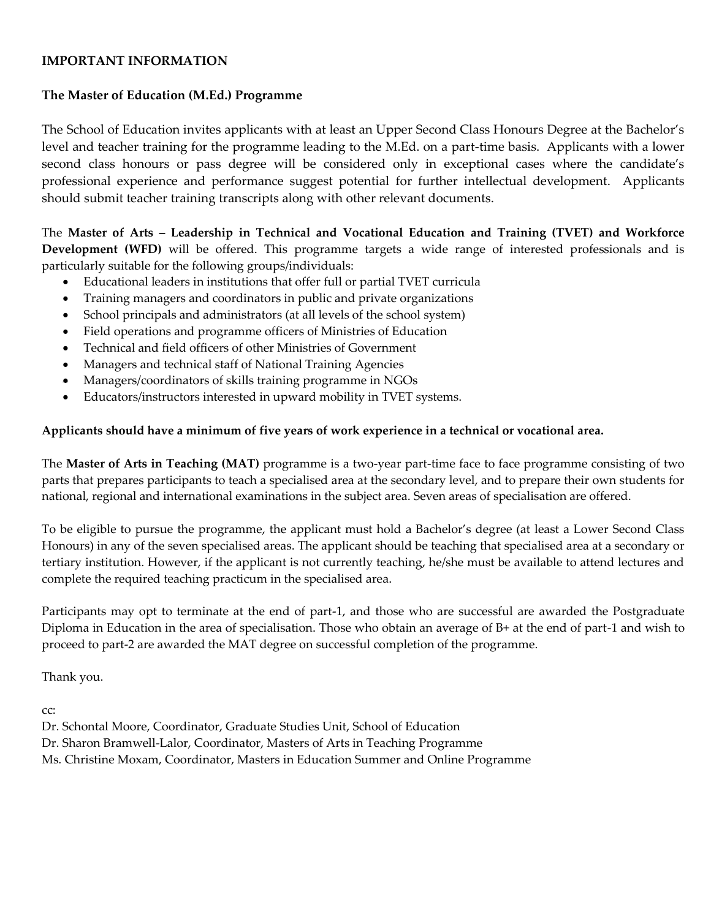**IMPORTANT INFORMATION**

**The Master of Education (M.Ed.) Programme**

The School of Education invites applicants with at least an Upper Second Class Honours Degree at the Bachelor's level and teacher training for the programme leading to the M.Ed. on a part-time basis. Applicants with a lower second class honours or pass degree will be considered only in exceptional cases where the candidate's professional experience and performance suggest potential for further intellectual development. Applicants should submit teacher training transcripts along with other relevant documents.

The **Master of Arts – Leadership in Technical and Vocational Education and Training (TVET) and Workforce Development (WFD)** will be offered. This programme targets a wide range of interested professionals and is particularly suitable for the following groups/individuals:

- Educational leaders in institutions that offer full or partial TVET curricula
- Training managers and coordinators in public and private organizations
- School principals and administrators (at all levels of the school system)
- Field operations and programme officers of Ministries of Education
- Technical and field officers of other Ministries of Government
- Managers and technical staff of National Training Agencies
- Managers/coordinators of skills training programme in NGOs
- Educators/instructors interested in upward mobility in TVET systems.

**Applicants should have a minimum of five years of work experience in a technical or vocational area.**

The **Master of Arts in Teaching (MAT)** programme is a two-year part-time face to face programme consisting of two parts that prepares participants to teach a specialised area at the secondary level, and to prepare their own students for national, regional and international examinations in the subject area. Seven areas of specialisation are offered.

To be eligible to pursue the programme, the applicant must hold a Bachelor's degree (at least a Lower Second Class Honours) in any of the seven specialised areas. The applicant should be teaching that specialised area at a secondary or tertiary institution. However, if the applicant is not currently teaching, he/she must be available to attend lectures and complete the required teaching practicum in the specialised area.

Participants may opt to terminate at the end of part-1, and those who are successful are awarded the Postgraduate Diploma in Education in the area of specialisation. Those who obtain an average of B+ at the end of part-1 and wish to proceed to part-2 are awarded the MAT degree on successful completion of the programme.

Thank you.

cc:

Dr. Schontal Moore, Coordinator, Graduate Studies Unit, School of Education
Dr. Sharon Bramwell-Lalor, Coordinator, Masters of Arts in Teaching Programme
Ms. Christine Moxam, Coordinator, Masters in Education Summer and Online Programme